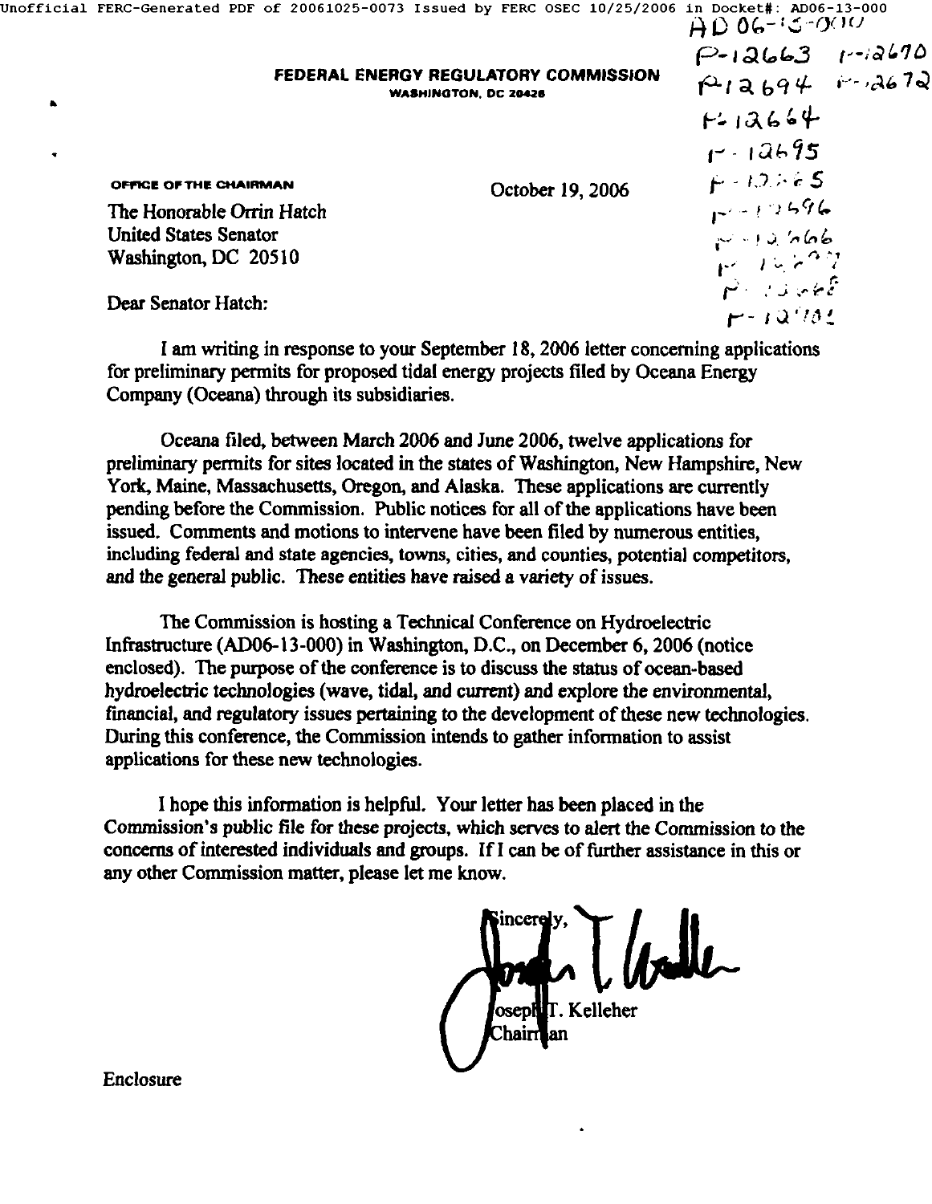AD06-13-000
P-12663 P-12670
P-12694 P-12672
P-12664
P-12695
P-12665
P-12696
P-12666
P-12697
P-12668
P-12701

**FEDERAL ENERGY REGULATORY COMMISSION**
WASHINGTON, DC 20426

OFFICE OF THE CHAIRMAN

October 19, 2006

The Honorable Orrin Hatch
United States Senator
Washington, DC 20510

Dear Senator Hatch:

I am writing in response to your September 18, 2006 letter concerning applications for preliminary permits for proposed tidal energy projects filed by Oceana Energy Company (Oceana) through its subsidiaries.

Oceana filed, between March 2006 and June 2006, twelve applications for preliminary permits for sites located in the states of Washington, New Hampshire, New York, Maine, Massachusetts, Oregon, and Alaska. These applications are currently pending before the Commission. Public notices for all of the applications have been issued. Comments and motions to intervene have been filed by numerous entities, including federal and state agencies, towns, cities, and counties, potential competitors, and the general public. These entities have raised a variety of issues.

The Commission is hosting a Technical Conference on Hydroelectric Infrastructure (AD06-13-000) in Washington, D.C., on December 6, 2006 (notice enclosed). The purpose of the conference is to discuss the status of ocean-based hydroelectric technologies (wave, tidal, and current) and explore the environmental, financial, and regulatory issues pertaining to the development of these new technologies. During this conference, the Commission intends to gather information to assist applications for these new technologies.

I hope this information is helpful. Your letter has been placed in the Commission's public file for these projects, which serves to alert the Commission to the concerns of interested individuals and groups. If I can be of further assistance in this or any other Commission matter, please let me know.

Sincerely,

Joseph T. Kelleher
Chairman

Enclosure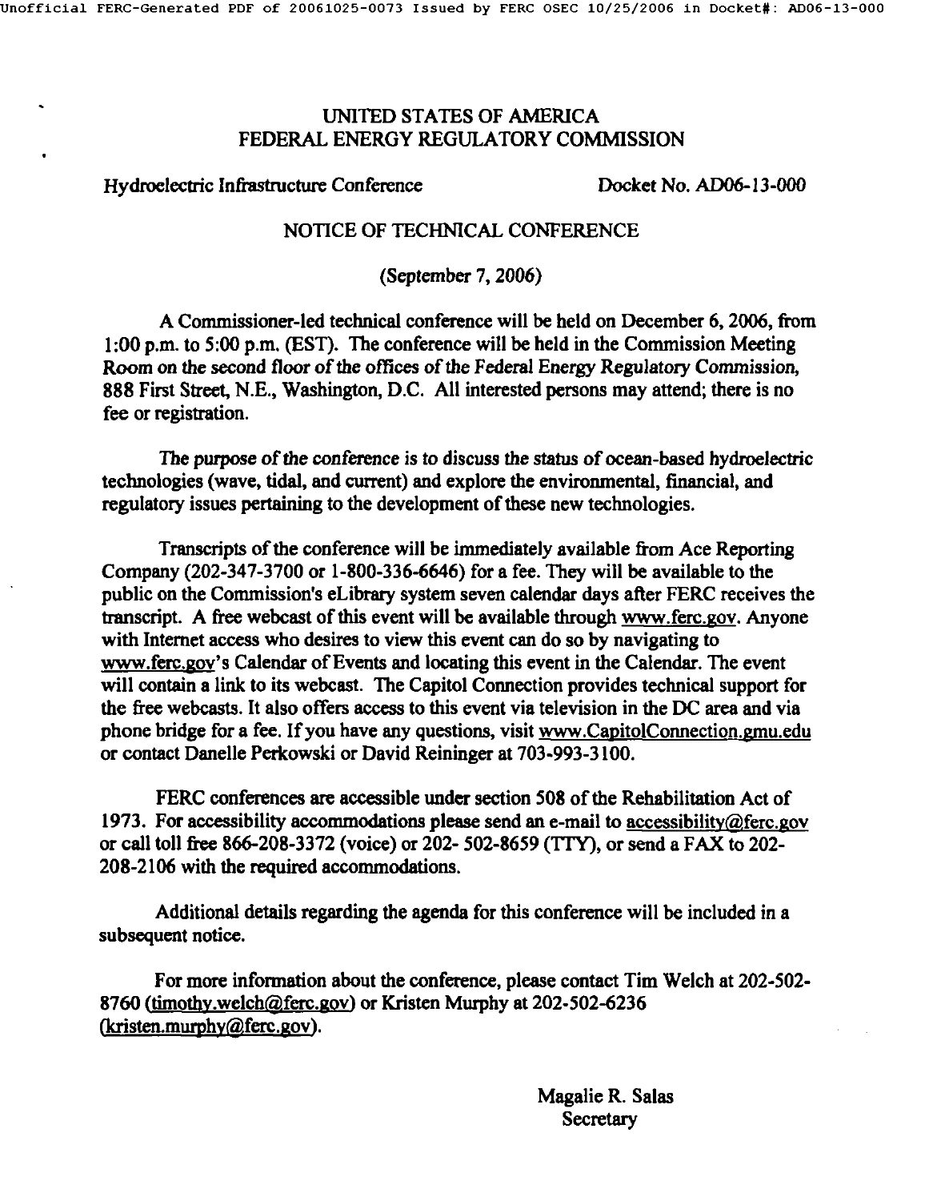UNITED STATES OF AMERICA
FEDERAL ENERGY REGULATORY COMMISSION

Hydroelectric Infrastructure Conference Docket No. AD06-13-000

NOTICE OF TECHNICAL CONFERENCE

(September 7, 2006)

A Commissioner-led technical conference will be held on December 6, 2006, from 1:00 p.m. to 5:00 p.m. (EST). The conference will be held in the Commission Meeting Room on the second floor of the offices of the Federal Energy Regulatory Commission, 888 First Street, N.E., Washington, D.C. All interested persons may attend; there is no fee or registration.

The purpose of the conference is to discuss the status of ocean-based hydroelectric technologies (wave, tidal, and current) and explore the environmental, financial, and regulatory issues pertaining to the development of these new technologies.

Transcripts of the conference will be immediately available from Ace Reporting Company (202-347-3700 or 1-800-336-6646) for a fee. They will be available to the public on the Commission's eLibrary system seven calendar days after FERC receives the transcript. A free webcast of this event will be available through www.ferc.gov. Anyone with Internet access who desires to view this event can do so by navigating to www.ferc.gov's Calendar of Events and locating this event in the Calendar. The event will contain a link to its webcast. The Capitol Connection provides technical support for the free webcasts. It also offers access to this event via television in the DC area and via phone bridge for a fee. If you have any questions, visit www.CapitolConnection.gmu.edu or contact Danelle Perkowski or David Reininger at 703-993-3100.

FERC conferences are accessible under section 508 of the Rehabilitation Act of 1973. For accessibility accommodations please send an e-mail to accessibility@ferc.gov or call toll free 866-208-3372 (voice) or 202- 502-8659 (TTY), or send a FAX to 202-208-2106 with the required accommodations.

Additional details regarding the agenda for this conference will be included in a subsequent notice.

For more information about the conference, please contact Tim Welch at 202-502-8760 (timothy.welch@ferc.gov) or Kristen Murphy at 202-502-6236 (kristen.murphy@ferc.gov).

Magalie R. Salas
Secretary